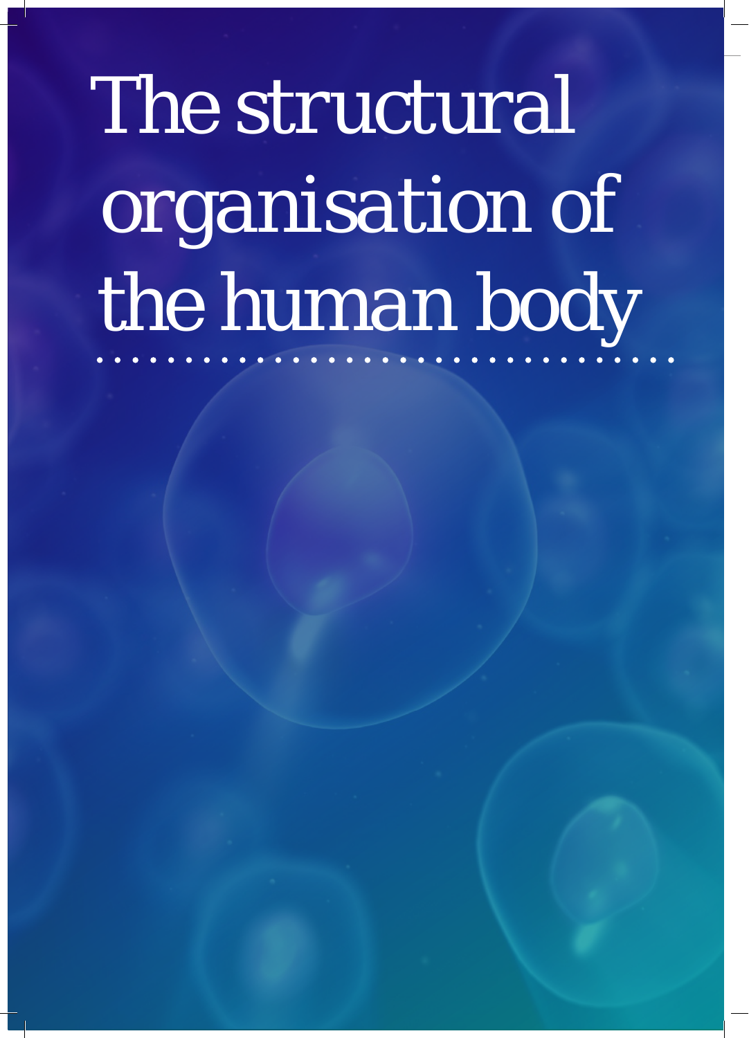# The structural organisation of the human body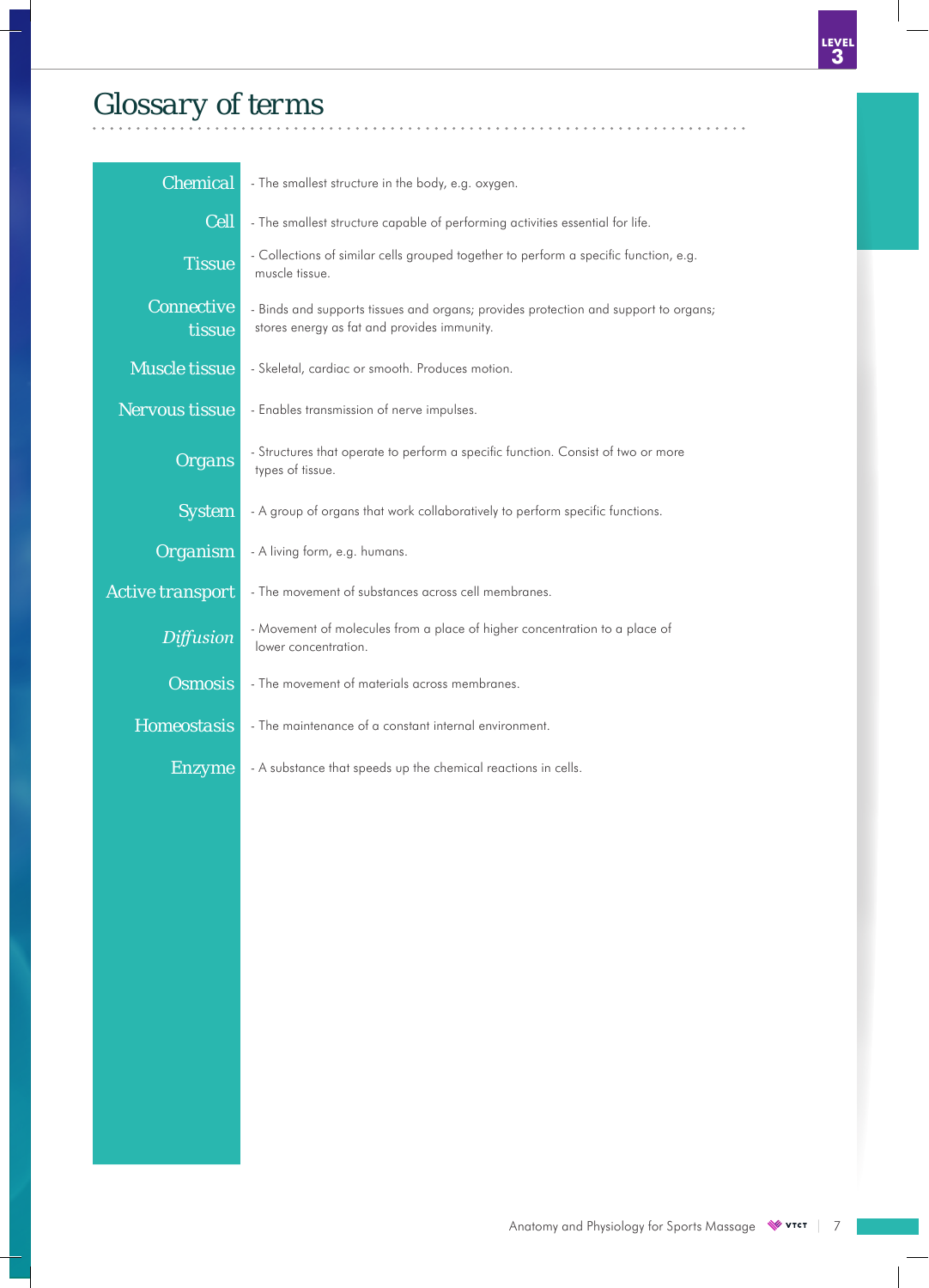# Glossary of terms

**Chemical** - The smallest structure in the body, e.g. oxygen.

**Cell** - The smallest structure capable of performing activities essential for life.

**Tissue** - Collections of similar cells grouped together to perform a specific function, e.g. muscle tissue.

**Connective tissue** - Binds and supports tissues and organs; provides protection and support to organs; stores energy as fat and provides immunity.

**Muscle tissue** - Skeletal, cardiac or smooth. Produces motion.

**Nervous tissue** - Enables transmission of nerve impulses.

**Organs** - Structures that operate to perform a specific function. Consist of two or more types of tissue.

**System** - A group of organs that work collaboratively to perform specific functions.

**Organism** - A living form, e.g. humans.

**Active transport** - The movement of substances across cell membranes.

***Diffusion*** - Movement of molecules from a place of higher concentration to a place of lower concentration.

**Osmosis** - The movement of materials across membranes.

**Homeostasis** - The maintenance of a constant internal environment.

**Enzyme** - A substance that speeds up the chemical reactions in cells.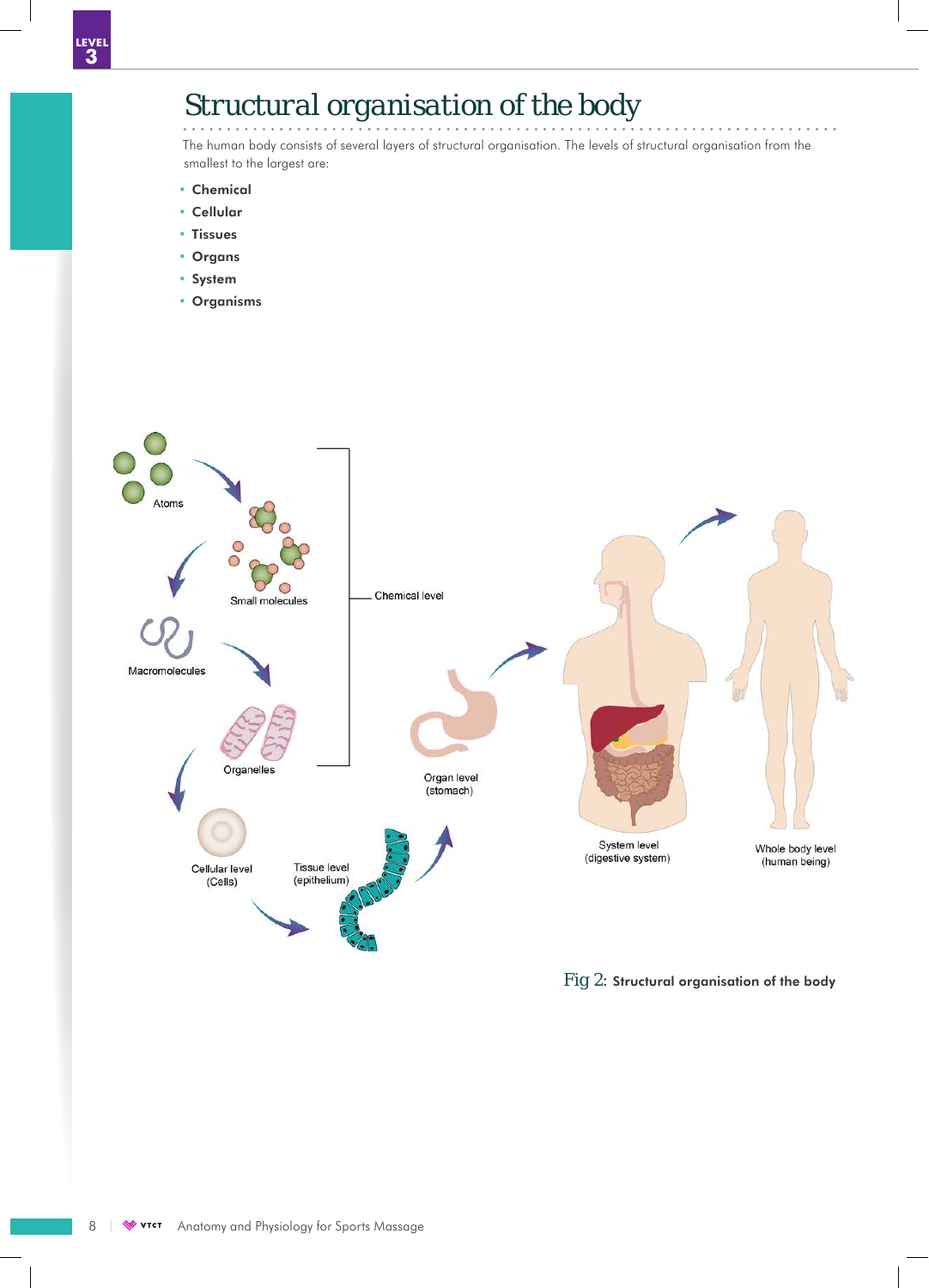# Structural organisation of the body

The human body consists of several layers of structural organisation. The levels of structural organisation from the smallest to the largest are:

- **Chemical**
- **Cellular**
- **Tissues**
- **Organs**
- **System**
- **Organisms**

Fig 2: **Structural organisation of the body**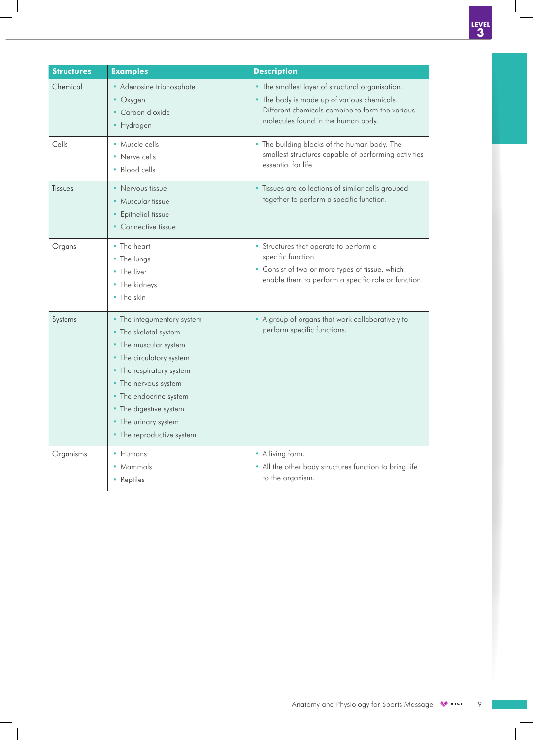| Structures | Examples | Description |
|---|---|---|
| Chemical | • Adenosine triphosphate<br>• Oxygen<br>• Carbon dioxide<br>• Hydrogen | • The smallest layer of structural organisation.<br>• The body is made up of various chemicals. Different chemicals combine to form the various molecules found in the human body. |
| Cells | • Muscle cells<br>• Nerve cells<br>• Blood cells | • The building blocks of the human body. The smallest structures capable of performing activities essential for life. |
| Tissues | • Nervous tissue<br>• Muscular tissue<br>• Epithelial tissue<br>• Connective tissue | • Tissues are collections of similar cells grouped together to perform a specific function. |
| Organs | • The heart<br>• The lungs<br>• The liver<br>• The kidneys<br>• The skin | • Structures that operate to perform a specific function.<br>• Consist of two or more types of tissue, which enable them to perform a specific role or function. |
| Systems | • The integumentary system<br>• The skeletal system<br>• The muscular system<br>• The circulatory system<br>• The respiratory system<br>• The nervous system<br>• The endocrine system<br>• The digestive system<br>• The urinary system<br>• The reproductive system | • A group of organs that work collaboratively to perform specific functions. |
| Organisms | • Humans<br>• Mammals<br>• Reptiles | • A living form.<br>• All the other body structures function to bring life to the organism. |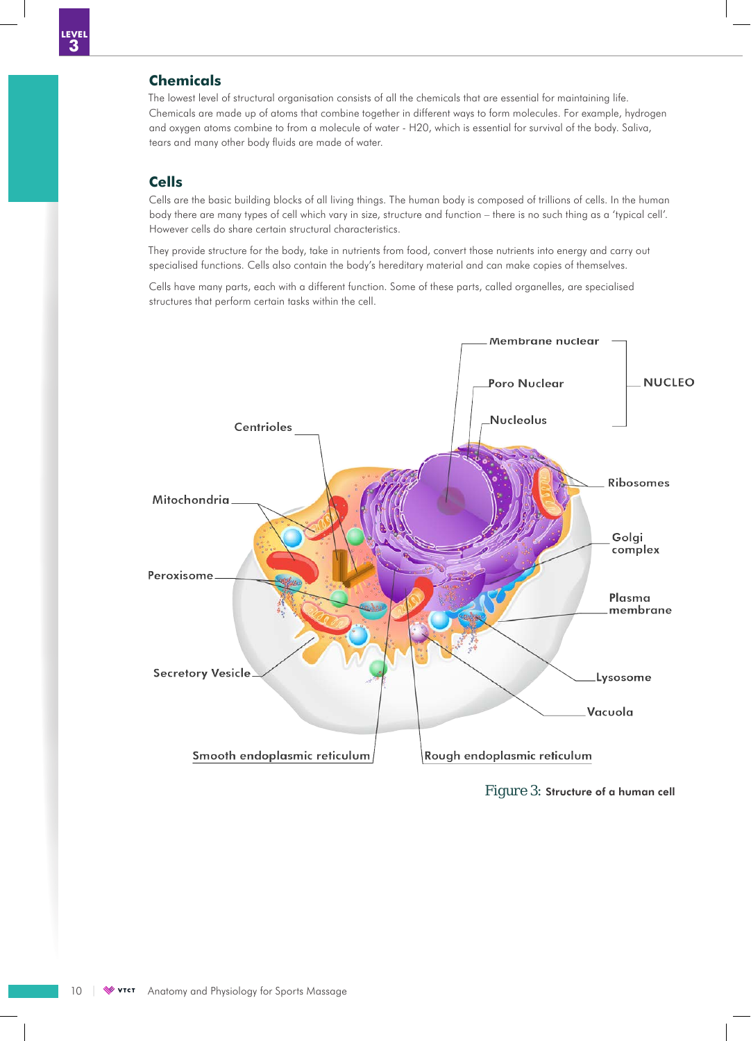## Chemicals

The lowest level of structural organisation consists of all the chemicals that are essential for maintaining life. Chemicals are made up of atoms that combine together in different ways to form molecules. For example, hydrogen and oxygen atoms combine to from a molecule of water - H20, which is essential for survival of the body. Saliva, tears and many other body fluids are made of water.

## Cells

Cells are the basic building blocks of all living things. The human body is composed of trillions of cells. In the human body there are many types of cell which vary in size, structure and function – there is no such thing as a 'typical cell'. However cells do share certain structural characteristics.

They provide structure for the body, take in nutrients from food, convert those nutrients into energy and carry out specialised functions. Cells also contain the body's hereditary material and can make copies of themselves.

Cells have many parts, each with a different function. Some of these parts, called organelles, are specialised structures that perform certain tasks within the cell.

Membrane nuclear
Poro Nuclear
Nucleolus
NUCLEO
Centrioles
Mitochondria
Ribosomes
Golgi complex
Peroxisome
Plasma membrane
Secretory Vesicle
Lysosome
Vacuola
Smooth endoplasmic reticulum
Rough endoplasmic reticulum

Figure 3: Structure of a human cell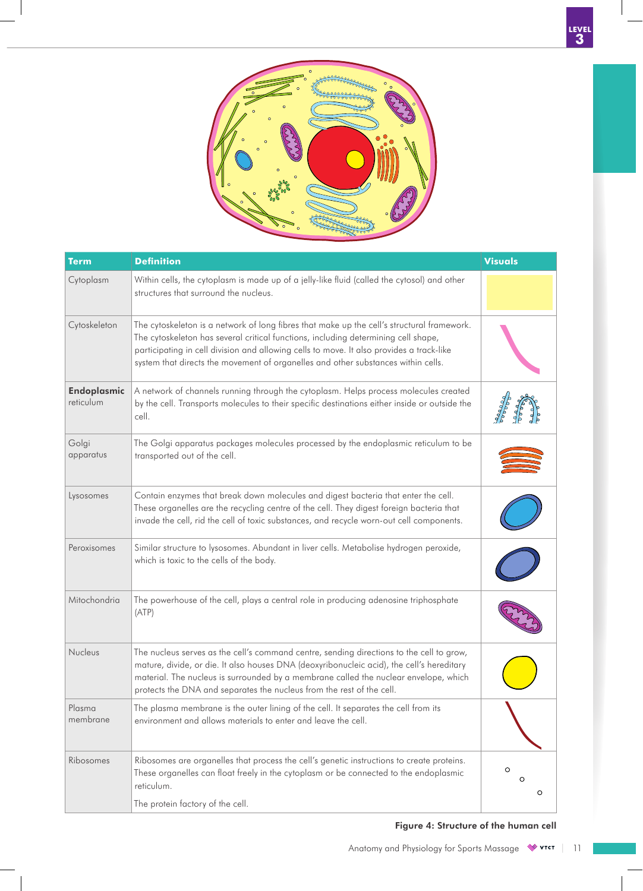| Term | Definition | Visuals |
|---|---|---|
| Cytoplasm | Within cells, the cytoplasm is made up of a jelly-like fluid (called the cytosol) and other structures that surround the nucleus. | |
| Cytoskeleton | The cytoskeleton is a network of long fibres that make up the cell's structural framework. The cytoskeleton has several critical functions, including determining cell shape, participating in cell division and allowing cells to move. It also provides a track-like system that directs the movement of organelles and other substances within cells. | |
| **Endoplasmic** reticulum | A network of channels running through the cytoplasm. Helps process molecules created by the cell. Transports molecules to their specific destinations either inside or outside the cell. | |
| Golgi apparatus | The Golgi apparatus packages molecules processed by the endoplasmic reticulum to be transported out of the cell. | |
| Lysosomes | Contain enzymes that break down molecules and digest bacteria that enter the cell. These organelles are the recycling centre of the cell. They digest foreign bacteria that invade the cell, rid the cell of toxic substances, and recycle worn-out cell components. | |
| Peroxisomes | Similar structure to lysosomes. Abundant in liver cells. Metabolise hydrogen peroxide, which is toxic to the cells of the body. | |
| Mitochondria | The powerhouse of the cell, plays a central role in producing adenosine triphosphate (ATP) | |
| Nucleus | The nucleus serves as the cell's command centre, sending directions to the cell to grow, mature, divide, or die. It also houses DNA (deoxyribonucleic acid), the cell's hereditary material. The nucleus is surrounded by a membrane called the nuclear envelope, which protects the DNA and separates the nucleus from the rest of the cell. | |
| Plasma membrane | The plasma membrane is the outer lining of the cell. It separates the cell from its environment and allows materials to enter and leave the cell. | |
| Ribosomes | Ribosomes are organelles that process the cell's genetic instructions to create proteins. These organelles can float freely in the cytoplasm or be connected to the endoplasmic reticulum.<br><br>The protein factory of the cell. | |

**Figure 4: Structure of the human cell**